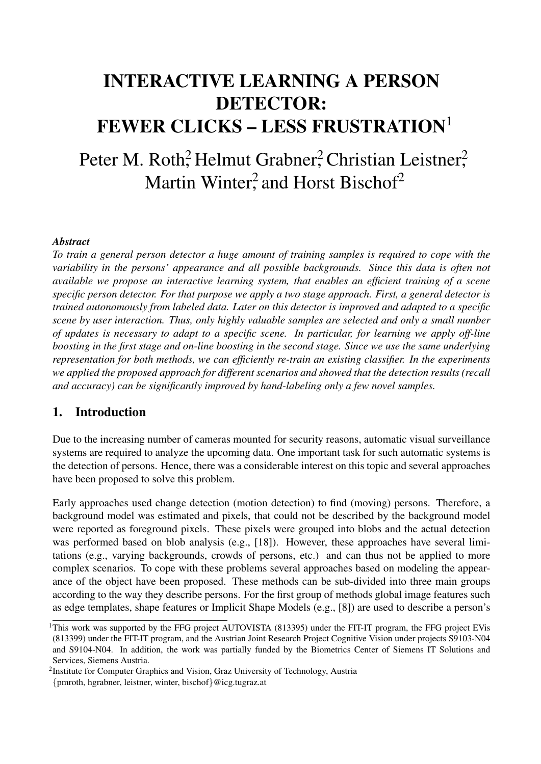# INTERACTIVE LEARNING A PERSON DETECTOR: FEWER CLICKS – LESS FRUSTRATION[1]

Peter M. Roth[2] Helmut Grabner[2] Christian Leistner[2] Martin Winter[2] and Horst Bischof[2]

***Abstract***

*To train a general person detector a huge amount of training samples is required to cope with the variability in the persons' appearance and all possible backgrounds. Since this data is often not available we propose an interactive learning system, that enables an efficient training of a scene specific person detector. For that purpose we apply a two stage approach. First, a general detector is trained autonomously from labeled data. Later on this detector is improved and adapted to a specific scene by user interaction. Thus, only highly valuable samples are selected and only a small number of updates is necessary to adapt to a specific scene. In particular, for learning we apply off-line boosting in the first stage and on-line boosting in the second stage. Since we use the same underlying representation for both methods, we can efficiently re-train an existing classifier. In the experiments we applied the proposed approach for different scenarios and showed that the detection results (recall and accuracy) can be significantly improved by hand-labeling only a few novel samples.*

## 1. Introduction

Due to the increasing number of cameras mounted for security reasons, automatic visual surveillance systems are required to analyze the upcoming data. One important task for such automatic systems is the detection of persons. Hence, there was a considerable interest on this topic and several approaches have been proposed to solve this problem.

Early approaches used change detection (motion detection) to find (moving) persons. Therefore, a background model was estimated and pixels, that could not be described by the background model were reported as foreground pixels. These pixels were grouped into blobs and the actual detection was performed based on blob analysis (e.g., [18]). However, these approaches have several limitations (e.g., varying backgrounds, crowds of persons, etc.) and can thus not be applied to more complex scenarios. To cope with these problems several approaches based on modeling the appearance of the object have been proposed. These methods can be sub-divided into three main groups according to the way they describe persons. For the first group of methods global image features such as edge templates, shape features or Implicit Shape Models (e.g., [8]) are used to describe a person's

[1]This work was supported by the FFG project AUTOVISTA (813395) under the FIT-IT program, the FFG project EVis (813399) under the FIT-IT program, and the Austrian Joint Research Project Cognitive Vision under projects S9103-N04 and S9104-N04. In addition, the work was partially funded by the Biometrics Center of Siemens IT Solutions and Services, Siemens Austria.

[2]Institute for Computer Graphics and Vision, Graz University of Technology, Austria
{pmroth, hgrabner, leistner, winter, bischof}@icg.tugraz.at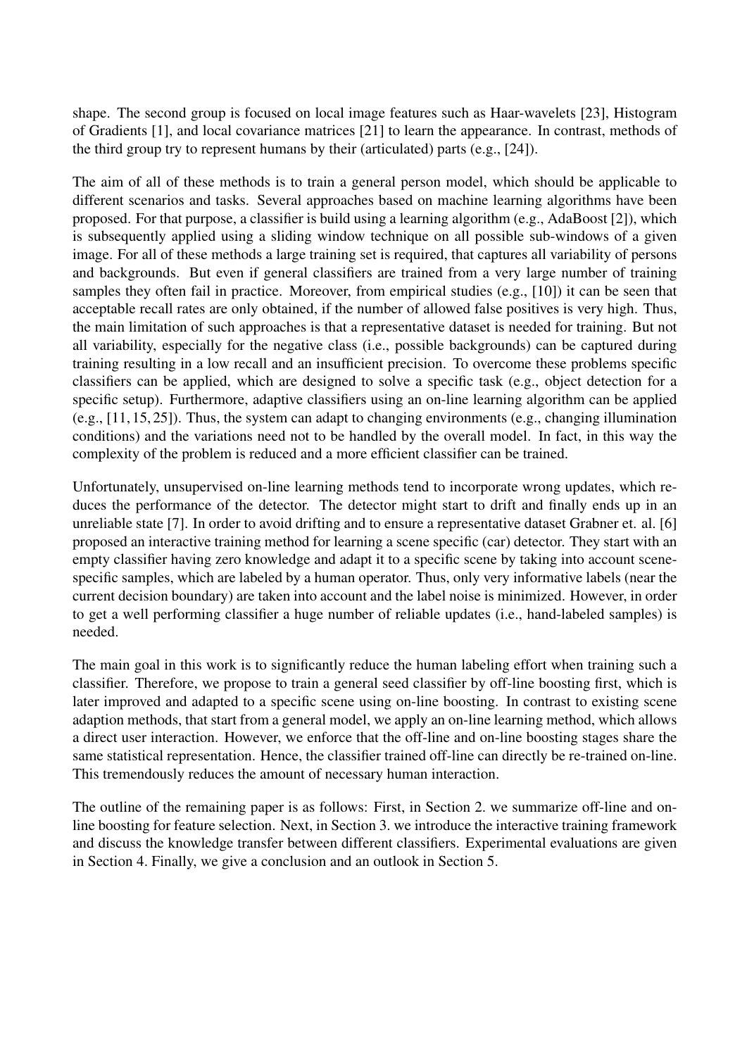shape. The second group is focused on local image features such as Haar-wavelets [23], Histogram of Gradients [1], and local covariance matrices [21] to learn the appearance. In contrast, methods of the third group try to represent humans by their (articulated) parts (e.g., [24]).

The aim of all of these methods is to train a general person model, which should be applicable to different scenarios and tasks. Several approaches based on machine learning algorithms have been proposed. For that purpose, a classifier is build using a learning algorithm (e.g., AdaBoost [2]), which is subsequently applied using a sliding window technique on all possible sub-windows of a given image. For all of these methods a large training set is required, that captures all variability of persons and backgrounds. But even if general classifiers are trained from a very large number of training samples they often fail in practice. Moreover, from empirical studies (e.g., [10]) it can be seen that acceptable recall rates are only obtained, if the number of allowed false positives is very high. Thus, the main limitation of such approaches is that a representative dataset is needed for training. But not all variability, especially for the negative class (i.e., possible backgrounds) can be captured during training resulting in a low recall and an insufficient precision. To overcome these problems specific classifiers can be applied, which are designed to solve a specific task (e.g., object detection for a specific setup). Furthermore, adaptive classifiers using an on-line learning algorithm can be applied (e.g., [11, 15, 25]). Thus, the system can adapt to changing environments (e.g., changing illumination conditions) and the variations need not to be handled by the overall model. In fact, in this way the complexity of the problem is reduced and a more efficient classifier can be trained.

Unfortunately, unsupervised on-line learning methods tend to incorporate wrong updates, which reduces the performance of the detector. The detector might start to drift and finally ends up in an unreliable state [7]. In order to avoid drifting and to ensure a representative dataset Grabner et. al. [6] proposed an interactive training method for learning a scene specific (car) detector. They start with an empty classifier having zero knowledge and adapt it to a specific scene by taking into account scene-specific samples, which are labeled by a human operator. Thus, only very informative labels (near the current decision boundary) are taken into account and the label noise is minimized. However, in order to get a well performing classifier a huge number of reliable updates (i.e., hand-labeled samples) is needed.

The main goal in this work is to significantly reduce the human labeling effort when training such a classifier. Therefore, we propose to train a general seed classifier by off-line boosting first, which is later improved and adapted to a specific scene using on-line boosting. In contrast to existing scene adaption methods, that start from a general model, we apply an on-line learning method, which allows a direct user interaction. However, we enforce that the off-line and on-line boosting stages share the same statistical representation. Hence, the classifier trained off-line can directly be re-trained on-line. This tremendously reduces the amount of necessary human interaction.

The outline of the remaining paper is as follows: First, in Section 2. we summarize off-line and on-line boosting for feature selection. Next, in Section 3. we introduce the interactive training framework and discuss the knowledge transfer between different classifiers. Experimental evaluations are given in Section 4. Finally, we give a conclusion and an outlook in Section 5.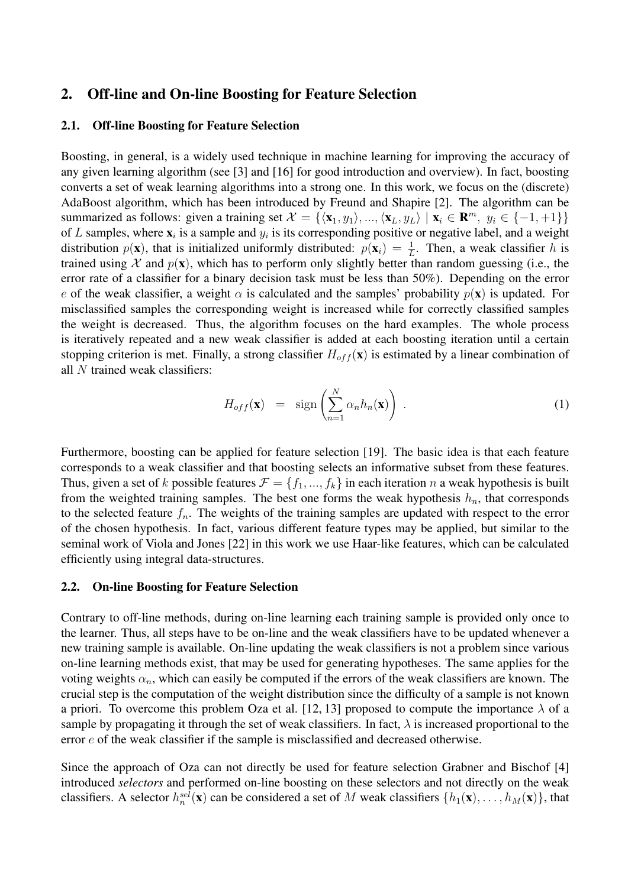## 2. Off-line and On-line Boosting for Feature Selection

### 2.1. Off-line Boosting for Feature Selection

Boosting, in general, is a widely used technique in machine learning for improving the accuracy of any given learning algorithm (see [3] and [16] for good introduction and overview). In fact, boosting converts a set of weak learning algorithms into a strong one. In this work, we focus on the (discrete) AdaBoost algorithm, which has been introduced by Freund and Shapire [2]. The algorithm can be summarized as follows: given a training set $\mathcal{X} = \{\langle \mathbf{x}_1, y_1 \rangle, ..., \langle \mathbf{x}_L, y_L \rangle \mid \mathbf{x}_i \in \mathbf{R}^m,\ y_i \in \{-1, +1\}\}$ of $L$ samples, where $\mathbf{x}_i$ is a sample and $y_i$ is its corresponding positive or negative label, and a weight distribution $p(\mathbf{x})$, that is initialized uniformly distributed: $p(\mathbf{x}_i) = \frac{1}{L}$. Then, a weak classifier $h$ is trained using $\mathcal{X}$ and $p(\mathbf{x})$, which has to perform only slightly better than random guessing (i.e., the error rate of a classifier for a binary decision task must be less than 50%). Depending on the error $e$ of the weak classifier, a weight $\alpha$ is calculated and the samples' probability $p(\mathbf{x})$ is updated. For misclassified samples the corresponding weight is increased while for correctly classified samples the weight is decreased. Thus, the algorithm focuses on the hard examples. The whole process is iteratively repeated and a new weak classifier is added at each boosting iteration until a certain stopping criterion is met. Finally, a strong classifier $H_{off}(\mathbf{x})$ is estimated by a linear combination of all $N$ trained weak classifiers:

$$H_{off}(\mathbf{x}) = \operatorname{sign}\left(\sum_{n=1}^{N} \alpha_n h_n(\mathbf{x})\right) . \tag{1}$$

Furthermore, boosting can be applied for feature selection [19]. The basic idea is that each feature corresponds to a weak classifier and that boosting selects an informative subset from these features. Thus, given a set of $k$ possible features $\mathcal{F} = \{f_1, ..., f_k\}$ in each iteration $n$ a weak hypothesis is built from the weighted training samples. The best one forms the weak hypothesis $h_n$, that corresponds to the selected feature $f_n$. The weights of the training samples are updated with respect to the error of the chosen hypothesis. In fact, various different feature types may be applied, but similar to the seminal work of Viola and Jones [22] in this work we use Haar-like features, which can be calculated efficiently using integral data-structures.

### 2.2. On-line Boosting for Feature Selection

Contrary to off-line methods, during on-line learning each training sample is provided only once to the learner. Thus, all steps have to be on-line and the weak classifiers have to be updated whenever a new training sample is available. On-line updating the weak classifiers is not a problem since various on-line learning methods exist, that may be used for generating hypotheses. The same applies for the voting weights $\alpha_n$, which can easily be computed if the errors of the weak classifiers are known. The crucial step is the computation of the weight distribution since the difficulty of a sample is not known a priori. To overcome this problem Oza et al. [12, 13] proposed to compute the importance $\lambda$ of a sample by propagating it through the set of weak classifiers. In fact, $\lambda$ is increased proportional to the error $e$ of the weak classifier if the sample is misclassified and decreased otherwise.

Since the approach of Oza can not directly be used for feature selection Grabner and Bischof [4] introduced *selectors* and performed on-line boosting on these selectors and not directly on the weak classifiers. A selector $h_n^{sel}(\mathbf{x})$ can be considered a set of $M$ weak classifiers $\{h_1(\mathbf{x}), \ldots, h_M(\mathbf{x})\}$, that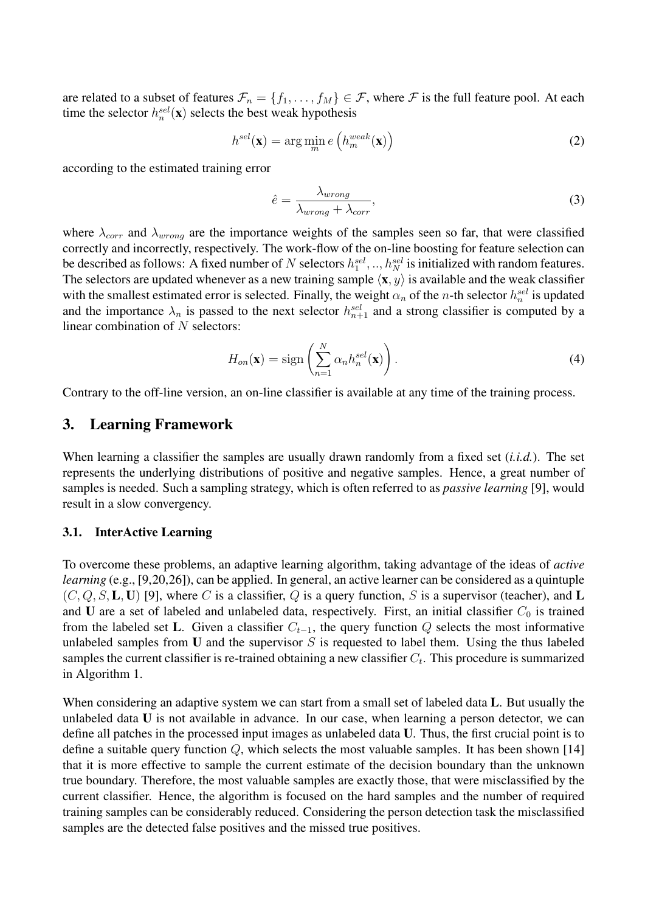are related to a subset of features $\mathcal{F}_n = \{f_1, \ldots, f_M\} \in \mathcal{F}$, where $\mathcal{F}$ is the full feature pool. At each time the selector $h_n^{sel}(\mathbf{x})$ selects the best weak hypothesis

$$h^{sel}(\mathbf{x}) = \arg\min_m e\left(h_m^{weak}(\mathbf{x})\right) \tag{2}$$

according to the estimated training error

$$\hat{e} = \frac{\lambda_{wrong}}{\lambda_{wrong} + \lambda_{corr}}, \tag{3}$$

where $\lambda_{corr}$ and $\lambda_{wrong}$ are the importance weights of the samples seen so far, that were classified correctly and incorrectly, respectively. The work-flow of the on-line boosting for feature selection can be described as follows: A fixed number of $N$ selectors $h_1^{sel}, .., h_N^{sel}$ is initialized with random features. The selectors are updated whenever as a new training sample $\langle \mathbf{x}, y \rangle$ is available and the weak classifier with the smallest estimated error is selected. Finally, the weight $\alpha_n$ of the $n$-th selector $h_n^{sel}$ is updated and the importance $\lambda_n$ is passed to the next selector $h_{n+1}^{sel}$ and a strong classifier is computed by a linear combination of $N$ selectors:

$$H_{on}(\mathbf{x}) = \text{sign}\left(\sum_{n=1}^{N} \alpha_n h_n^{sel}(\mathbf{x})\right). \tag{4}$$

Contrary to the off-line version, an on-line classifier is available at any time of the training process.

## 3. Learning Framework

When learning a classifier the samples are usually drawn randomly from a fixed set (*i.i.d.*). The set represents the underlying distributions of positive and negative samples. Hence, a great number of samples is needed. Such a sampling strategy, which is often referred to as *passive learning* [9], would result in a slow convergency.

### 3.1. InterActive Learning

To overcome these problems, an adaptive learning algorithm, taking advantage of the ideas of *active learning* (e.g., [9,20,26]), can be applied. In general, an active learner can be considered as a quintuple $(C, Q, S, \mathbf{L}, \mathbf{U})$ [9], where $C$ is a classifier, $Q$ is a query function, $S$ is a supervisor (teacher), and $\mathbf{L}$ and $\mathbf{U}$ are a set of labeled and unlabeled data, respectively. First, an initial classifier $C_0$ is trained from the labeled set $\mathbf{L}$. Given a classifier $C_{t-1}$, the query function $Q$ selects the most informative unlabeled samples from $\mathbf{U}$ and the supervisor $S$ is requested to label them. Using the thus labeled samples the current classifier is re-trained obtaining a new classifier $C_t$. This procedure is summarized in Algorithm 1.

When considering an adaptive system we can start from a small set of labeled data $\mathbf{L}$. But usually the unlabeled data $\mathbf{U}$ is not available in advance. In our case, when learning a person detector, we can define all patches in the processed input images as unlabeled data $\mathbf{U}$. Thus, the first crucial point is to define a suitable query function $Q$, which selects the most valuable samples. It has been shown [14] that it is more effective to sample the current estimate of the decision boundary than the unknown true boundary. Therefore, the most valuable samples are exactly those, that were misclassified by the current classifier. Hence, the algorithm is focused on the hard samples and the number of required training samples can be considerably reduced. Considering the person detection task the misclassified samples are the detected false positives and the missed true positives.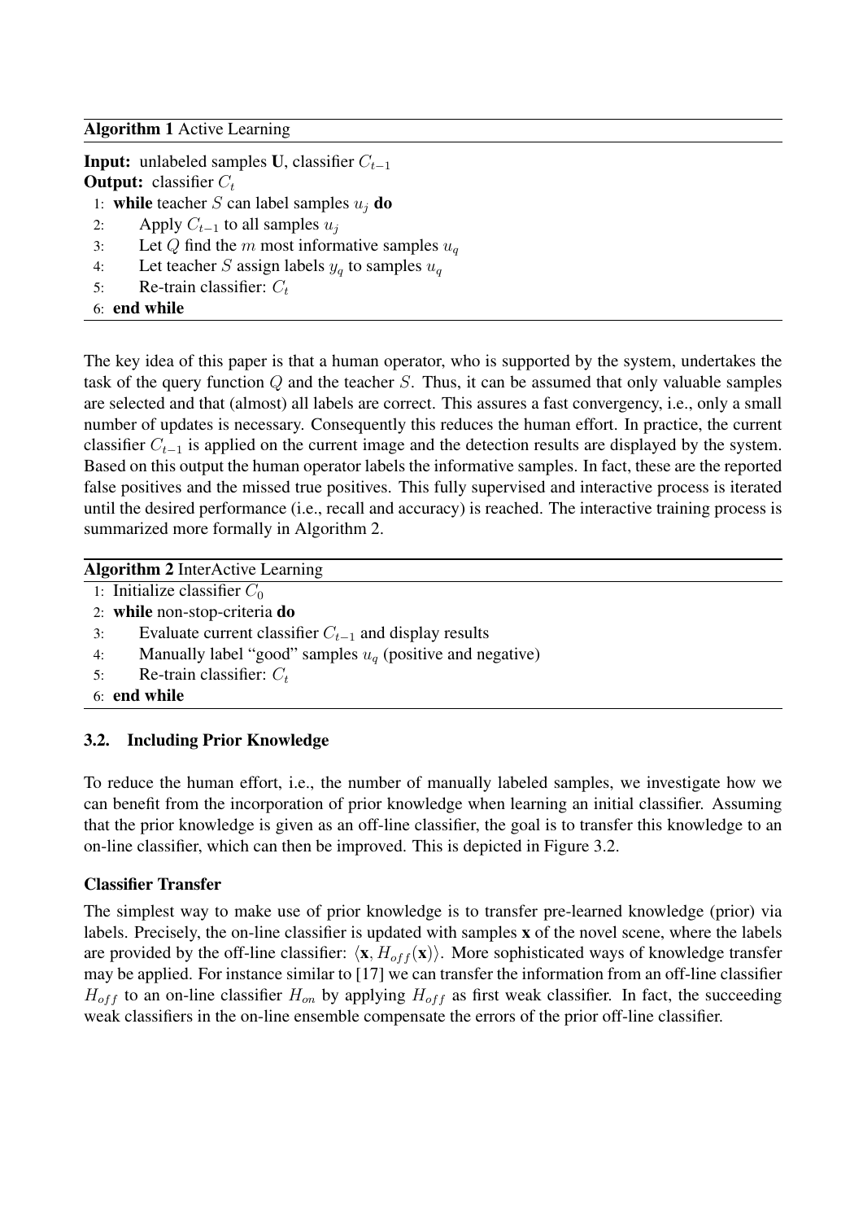**Algorithm 1** Active Learning

**Input:** unlabeled samples **U**, classifier $C_{t-1}$
**Output:** classifier $C_t$

1: **while** teacher $S$ can label samples $u_j$ **do**
2: Apply $C_{t-1}$ to all samples $u_j$
3: Let $Q$ find the $m$ most informative samples $u_q$
4: Let teacher $S$ assign labels $y_q$ to samples $u_q$
5: Re-train classifier: $C_t$
6: **end while**

The key idea of this paper is that a human operator, who is supported by the system, undertakes the task of the query function $Q$ and the teacher $S$. Thus, it can be assumed that only valuable samples are selected and that (almost) all labels are correct. This assures a fast convergency, i.e., only a small number of updates is necessary. Consequently this reduces the human effort. In practice, the current classifier $C_{t-1}$ is applied on the current image and the detection results are displayed by the system. Based on this output the human operator labels the informative samples. In fact, these are the reported false positives and the missed true positives. This fully supervised and interactive process is iterated until the desired performance (i.e., recall and accuracy) is reached. The interactive training process is summarized more formally in Algorithm 2.

**Algorithm 2** InterActive Learning

1: Initialize classifier $C_0$
2: **while** non-stop-criteria **do**
3: Evaluate current classifier $C_{t-1}$ and display results
4: Manually label "good" samples $u_q$ (positive and negative)
5: Re-train classifier: $C_t$
6: **end while**

### 3.2. Including Prior Knowledge

To reduce the human effort, i.e., the number of manually labeled samples, we investigate how we can benefit from the incorporation of prior knowledge when learning an initial classifier. Assuming that the prior knowledge is given as an off-line classifier, the goal is to transfer this knowledge to an on-line classifier, which can then be improved. This is depicted in Figure 3.2.

**Classifier Transfer**

The simplest way to make use of prior knowledge is to transfer pre-learned knowledge (prior) via labels. Precisely, the on-line classifier is updated with samples **x** of the novel scene, where the labels are provided by the off-line classifier: $\langle \mathbf{x}, H_{off}(\mathbf{x}) \rangle$. More sophisticated ways of knowledge transfer may be applied. For instance similar to [17] we can transfer the information from an off-line classifier $H_{off}$ to an on-line classifier $H_{on}$ by applying $H_{off}$ as first weak classifier. In fact, the succeeding weak classifiers in the on-line ensemble compensate the errors of the prior off-line classifier.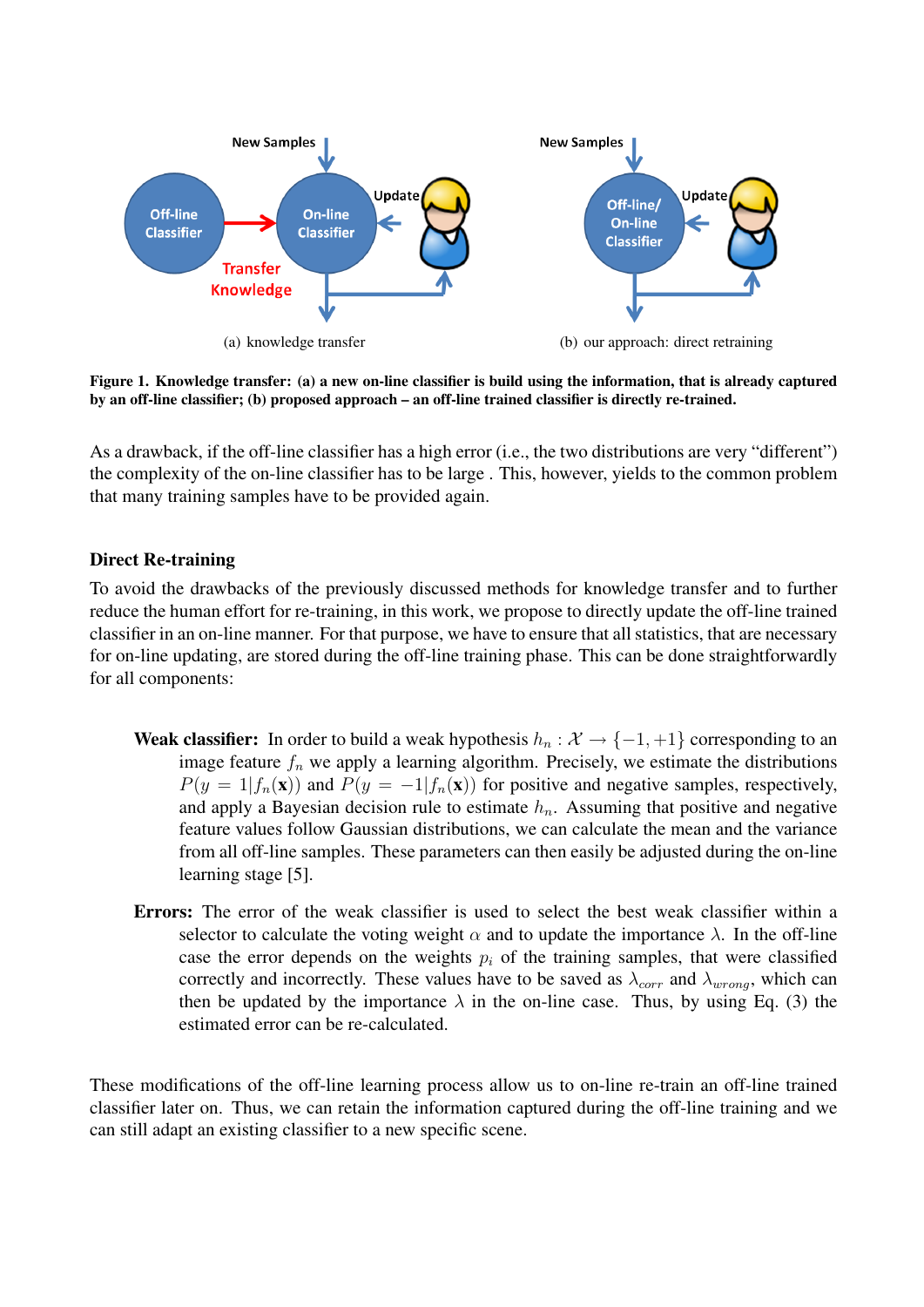(a) knowledge transfer

(b) our approach: direct retraining

**Figure 1. Knowledge transfer: (a) a new on-line classifier is build using the information, that is already captured by an off-line classifier; (b) proposed approach – an off-line trained classifier is directly re-trained.**

As a drawback, if the off-line classifier has a high error (i.e., the two distributions are very "different") the complexity of the on-line classifier has to be large . This, however, yields to the common problem that many training samples have to be provided again.

### Direct Re-training

To avoid the drawbacks of the previously discussed methods for knowledge transfer and to further reduce the human effort for re-training, in this work, we propose to directly update the off-line trained classifier in an on-line manner. For that purpose, we have to ensure that all statistics, that are necessary for on-line updating, are stored during the off-line training phase. This can be done straightforwardly for all components:

**Weak classifier:** In order to build a weak hypothesis $h_n : \mathcal{X} \rightarrow \{-1, +1\}$ corresponding to an image feature $f_n$ we apply a learning algorithm. Precisely, we estimate the distributions $P(y = 1|f_n(\mathbf{x}))$ and $P(y = -1|f_n(\mathbf{x}))$ for positive and negative samples, respectively, and apply a Bayesian decision rule to estimate $h_n$. Assuming that positive and negative feature values follow Gaussian distributions, we can calculate the mean and the variance from all off-line samples. These parameters can then easily be adjusted during the on-line learning stage [5].

**Errors:** The error of the weak classifier is used to select the best weak classifier within a selector to calculate the voting weight $\alpha$ and to update the importance $\lambda$. In the off-line case the error depends on the weights $p_i$ of the training samples, that were classified correctly and incorrectly. These values have to be saved as $\lambda_{corr}$ and $\lambda_{wrong}$, which can then be updated by the importance $\lambda$ in the on-line case. Thus, by using Eq. (3) the estimated error can be re-calculated.

These modifications of the off-line learning process allow us to on-line re-train an off-line trained classifier later on. Thus, we can retain the information captured during the off-line training and we can still adapt an existing classifier to a new specific scene.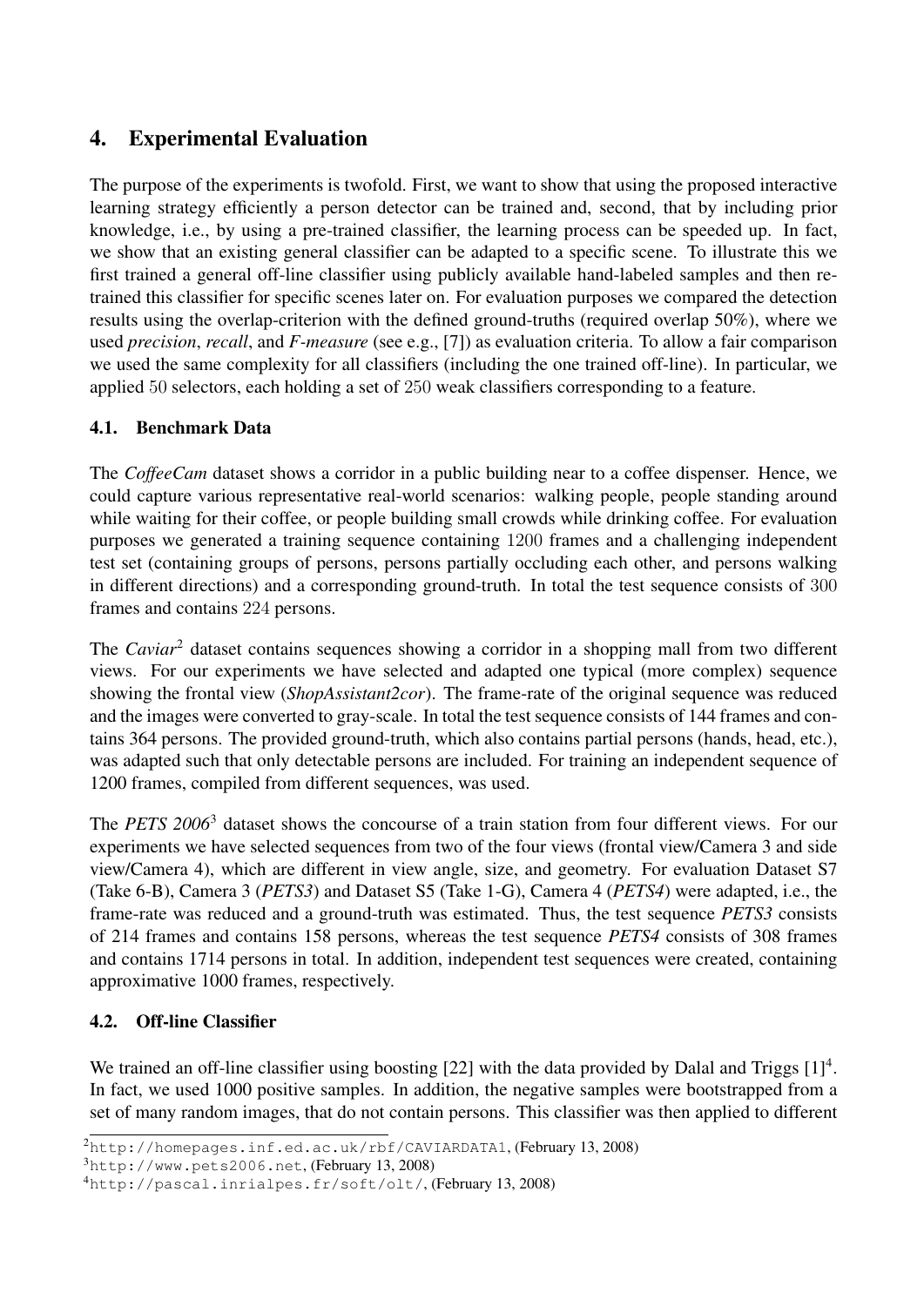## 4. Experimental Evaluation

The purpose of the experiments is twofold. First, we want to show that using the proposed interactive learning strategy efficiently a person detector can be trained and, second, that by including prior knowledge, i.e., by using a pre-trained classifier, the learning process can be speeded up. In fact, we show that an existing general classifier can be adapted to a specific scene. To illustrate this we first trained a general off-line classifier using publicly available hand-labeled samples and then re-trained this classifier for specific scenes later on. For evaluation purposes we compared the detection results using the overlap-criterion with the defined ground-truths (required overlap 50%), where we used *precision*, *recall*, and *F-measure* (see e.g., [7]) as evaluation criteria. To allow a fair comparison we used the same complexity for all classifiers (including the one trained off-line). In particular, we applied 50 selectors, each holding a set of 250 weak classifiers corresponding to a feature.

### 4.1. Benchmark Data

The *CoffeeCam* dataset shows a corridor in a public building near to a coffee dispenser. Hence, we could capture various representative real-world scenarios: walking people, people standing around while waiting for their coffee, or people building small crowds while drinking coffee. For evaluation purposes we generated a training sequence containing 1200 frames and a challenging independent test set (containing groups of persons, persons partially occluding each other, and persons walking in different directions) and a corresponding ground-truth. In total the test sequence consists of 300 frames and contains 224 persons.

The *Caviar*[2] dataset contains sequences showing a corridor in a shopping mall from two different views. For our experiments we have selected and adapted one typical (more complex) sequence showing the frontal view (*ShopAssistant2cor*). The frame-rate of the original sequence was reduced and the images were converted to gray-scale. In total the test sequence consists of 144 frames and contains 364 persons. The provided ground-truth, which also contains partial persons (hands, head, etc.), was adapted such that only detectable persons are included. For training an independent sequence of 1200 frames, compiled from different sequences, was used.

The *PETS 2006*[3] dataset shows the concourse of a train station from four different views. For our experiments we have selected sequences from two of the four views (frontal view/Camera 3 and side view/Camera 4), which are different in view angle, size, and geometry. For evaluation Dataset S7 (Take 6-B), Camera 3 (*PETS3*) and Dataset S5 (Take 1-G), Camera 4 (*PETS4*) were adapted, i.e., the frame-rate was reduced and a ground-truth was estimated. Thus, the test sequence *PETS3* consists of 214 frames and contains 158 persons, whereas the test sequence *PETS4* consists of 308 frames and contains 1714 persons in total. In addition, independent test sequences were created, containing approximative 1000 frames, respectively.

### 4.2. Off-line Classifier

We trained an off-line classifier using boosting [22] with the data provided by Dalal and Triggs [1][4]. In fact, we used 1000 positive samples. In addition, the negative samples were bootstrapped from a set of many random images, that do not contain persons. This classifier was then applied to different

[2] http://homepages.inf.ed.ac.uk/rbf/CAVIARDATA1, (February 13, 2008)

[3] http://www.pets2006.net, (February 13, 2008)

[4] http://pascal.inrialpes.fr/soft/olt/, (February 13, 2008)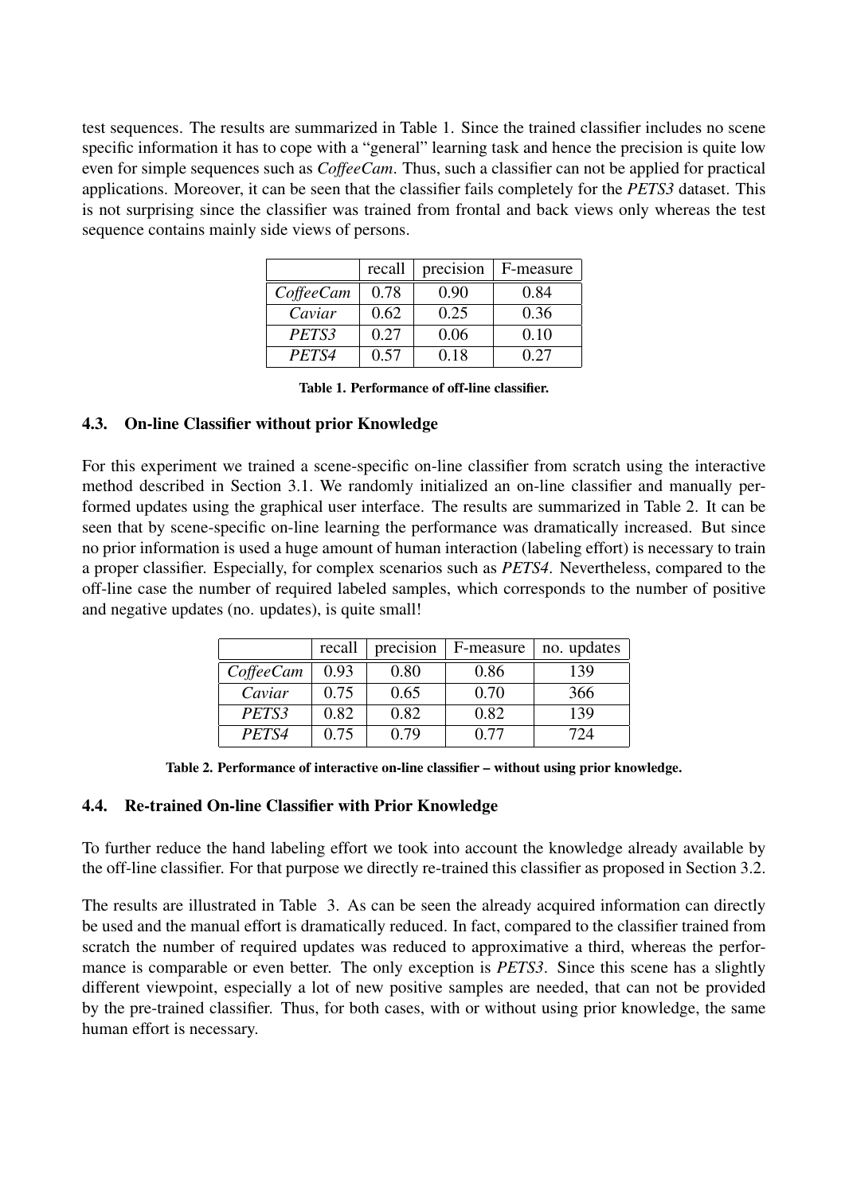test sequences. The results are summarized in Table 1. Since the trained classifier includes no scene specific information it has to cope with a "general" learning task and hence the precision is quite low even for simple sequences such as *CoffeeCam*. Thus, such a classifier can not be applied for practical applications. Moreover, it can be seen that the classifier fails completely for the *PETS3* dataset. This is not surprising since the classifier was trained from frontal and back views only whereas the test sequence contains mainly side views of persons.

| | recall | precision | F-measure |
|---|---|---|---|
| *CoffeeCam* | 0.78 | 0.90 | 0.84 |
| *Caviar* | 0.62 | 0.25 | 0.36 |
| *PETS3* | 0.27 | 0.06 | 0.10 |
| *PETS4* | 0.57 | 0.18 | 0.27 |

**Table 1. Performance of off-line classifier.**

### 4.3. On-line Classifier without prior Knowledge

For this experiment we trained a scene-specific on-line classifier from scratch using the interactive method described in Section 3.1. We randomly initialized an on-line classifier and manually performed updates using the graphical user interface. The results are summarized in Table 2. It can be seen that by scene-specific on-line learning the performance was dramatically increased. But since no prior information is used a huge amount of human interaction (labeling effort) is necessary to train a proper classifier. Especially, for complex scenarios such as *PETS4*. Nevertheless, compared to the off-line case the number of required labeled samples, which corresponds to the number of positive and negative updates (no. updates), is quite small!

| | recall | precision | F-measure | no. updates |
|---|---|---|---|---|
| *CoffeeCam* | 0.93 | 0.80 | 0.86 | 139 |
| *Caviar* | 0.75 | 0.65 | 0.70 | 366 |
| *PETS3* | 0.82 | 0.82 | 0.82 | 139 |
| *PETS4* | 0.75 | 0.79 | 0.77 | 724 |

**Table 2. Performance of interactive on-line classifier – without using prior knowledge.**

### 4.4. Re-trained On-line Classifier with Prior Knowledge

To further reduce the hand labeling effort we took into account the knowledge already available by the off-line classifier. For that purpose we directly re-trained this classifier as proposed in Section 3.2.

The results are illustrated in Table 3. As can be seen the already acquired information can directly be used and the manual effort is dramatically reduced. In fact, compared to the classifier trained from scratch the number of required updates was reduced to approximative a third, whereas the performance is comparable or even better. The only exception is *PETS3*. Since this scene has a slightly different viewpoint, especially a lot of new positive samples are needed, that can not be provided by the pre-trained classifier. Thus, for both cases, with or without using prior knowledge, the same human effort is necessary.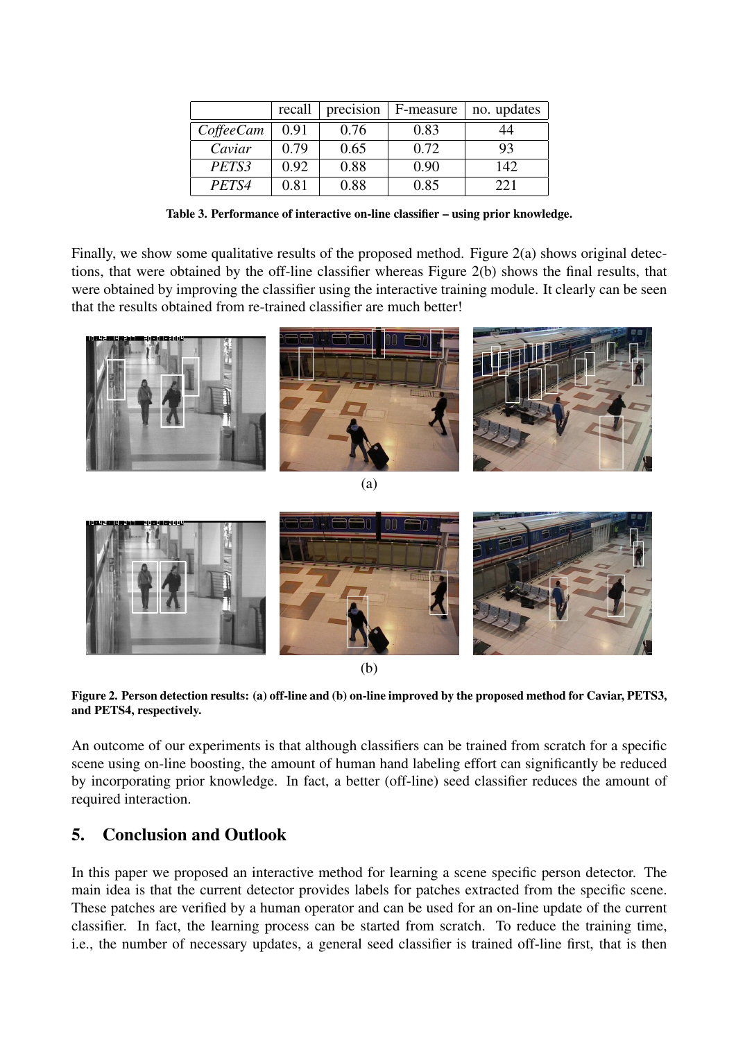|  | recall | precision | F-measure | no. updates |
| --- | --- | --- | --- | --- |
| *CoffeeCam* | 0.91 | 0.76 | 0.83 | 44 |
| *Caviar* | 0.79 | 0.65 | 0.72 | 93 |
| *PETS3* | 0.92 | 0.88 | 0.90 | 142 |
| *PETS4* | 0.81 | 0.88 | 0.85 | 221 |

**Table 3. Performance of interactive on-line classifier – using prior knowledge.**

Finally, we show some qualitative results of the proposed method. Figure 2(a) shows original detections, that were obtained by the off-line classifier whereas Figure 2(b) shows the final results, that were obtained by improving the classifier using the interactive training module. It clearly can be seen that the results obtained from re-trained classifier are much better!

(a)

(b)

**Figure 2. Person detection results: (a) off-line and (b) on-line improved by the proposed method for Caviar, PETS3, and PETS4, respectively.**

An outcome of our experiments is that although classifiers can be trained from scratch for a specific scene using on-line boosting, the amount of human hand labeling effort can significantly be reduced by incorporating prior knowledge. In fact, a better (off-line) seed classifier reduces the amount of required interaction.

## 5. Conclusion and Outlook

In this paper we proposed an interactive method for learning a scene specific person detector. The main idea is that the current detector provides labels for patches extracted from the specific scene. These patches are verified by a human operator and can be used for an on-line update of the current classifier. In fact, the learning process can be started from scratch. To reduce the training time, i.e., the number of necessary updates, a general seed classifier is trained off-line first, that is then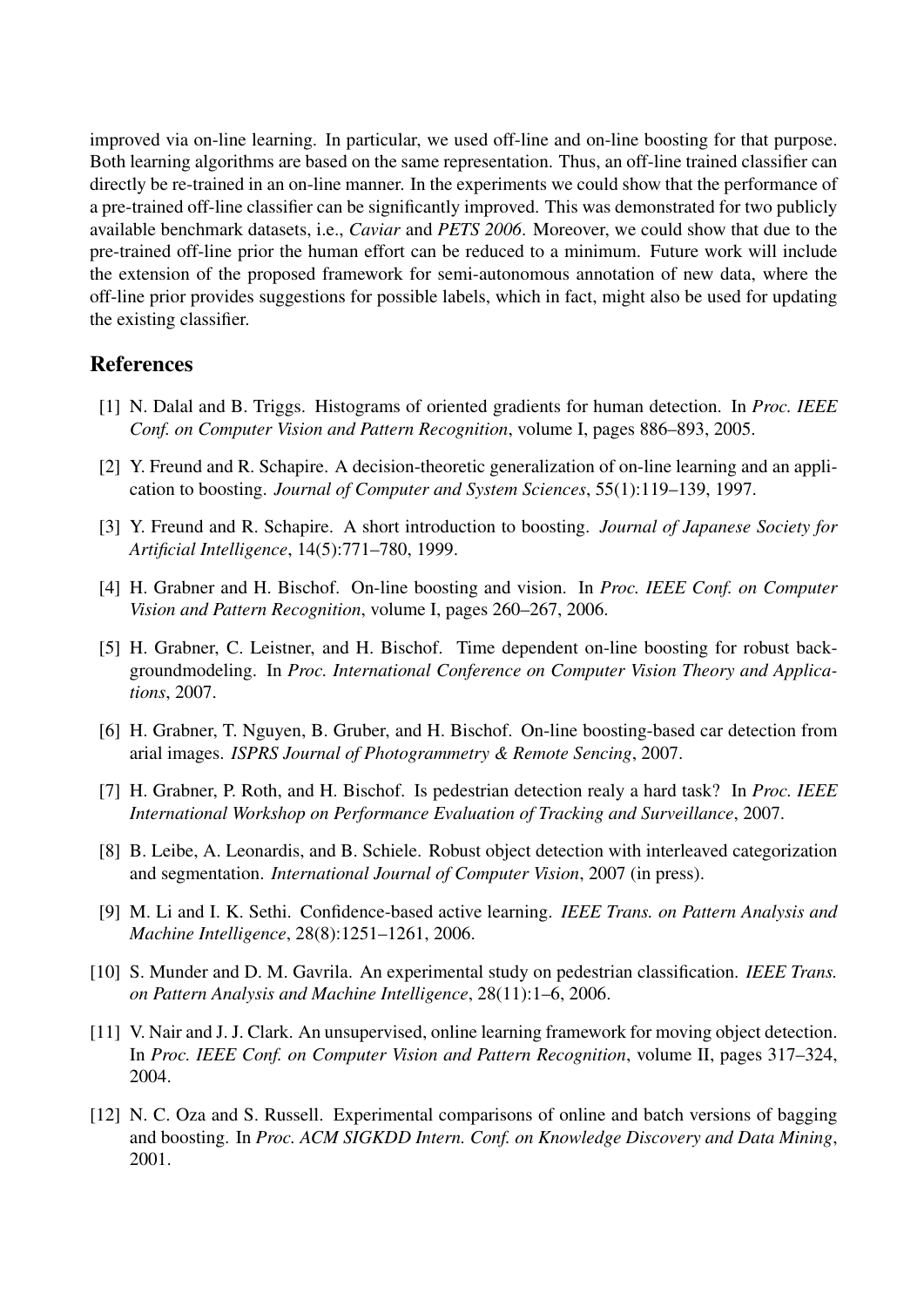improved via on-line learning. In particular, we used off-line and on-line boosting for that purpose. Both learning algorithms are based on the same representation. Thus, an off-line trained classifier can directly be re-trained in an on-line manner. In the experiments we could show that the performance of a pre-trained off-line classifier can be significantly improved. This was demonstrated for two publicly available benchmark datasets, i.e., *Caviar* and *PETS 2006*. Moreover, we could show that due to the pre-trained off-line prior the human effort can be reduced to a minimum. Future work will include the extension of the proposed framework for semi-autonomous annotation of new data, where the off-line prior provides suggestions for possible labels, which in fact, might also be used for updating the existing classifier.

## References

[1] N. Dalal and B. Triggs. Histograms of oriented gradients for human detection. In *Proc. IEEE Conf. on Computer Vision and Pattern Recognition*, volume I, pages 886–893, 2005.

[2] Y. Freund and R. Schapire. A decision-theoretic generalization of on-line learning and an application to boosting. *Journal of Computer and System Sciences*, 55(1):119–139, 1997.

[3] Y. Freund and R. Schapire. A short introduction to boosting. *Journal of Japanese Society for Artificial Intelligence*, 14(5):771–780, 1999.

[4] H. Grabner and H. Bischof. On-line boosting and vision. In *Proc. IEEE Conf. on Computer Vision and Pattern Recognition*, volume I, pages 260–267, 2006.

[5] H. Grabner, C. Leistner, and H. Bischof. Time dependent on-line boosting for robust backgroundmodeling. In *Proc. International Conference on Computer Vision Theory and Applications*, 2007.

[6] H. Grabner, T. Nguyen, B. Gruber, and H. Bischof. On-line boosting-based car detection from arial images. *ISPRS Journal of Photogrammetry & Remote Sencing*, 2007.

[7] H. Grabner, P. Roth, and H. Bischof. Is pedestrian detection realy a hard task? In *Proc. IEEE International Workshop on Performance Evaluation of Tracking and Surveillance*, 2007.

[8] B. Leibe, A. Leonardis, and B. Schiele. Robust object detection with interleaved categorization and segmentation. *International Journal of Computer Vision*, 2007 (in press).

[9] M. Li and I. K. Sethi. Confidence-based active learning. *IEEE Trans. on Pattern Analysis and Machine Intelligence*, 28(8):1251–1261, 2006.

[10] S. Munder and D. M. Gavrila. An experimental study on pedestrian classification. *IEEE Trans. on Pattern Analysis and Machine Intelligence*, 28(11):1–6, 2006.

[11] V. Nair and J. J. Clark. An unsupervised, online learning framework for moving object detection. In *Proc. IEEE Conf. on Computer Vision and Pattern Recognition*, volume II, pages 317–324, 2004.

[12] N. C. Oza and S. Russell. Experimental comparisons of online and batch versions of bagging and boosting. In *Proc. ACM SIGKDD Intern. Conf. on Knowledge Discovery and Data Mining*, 2001.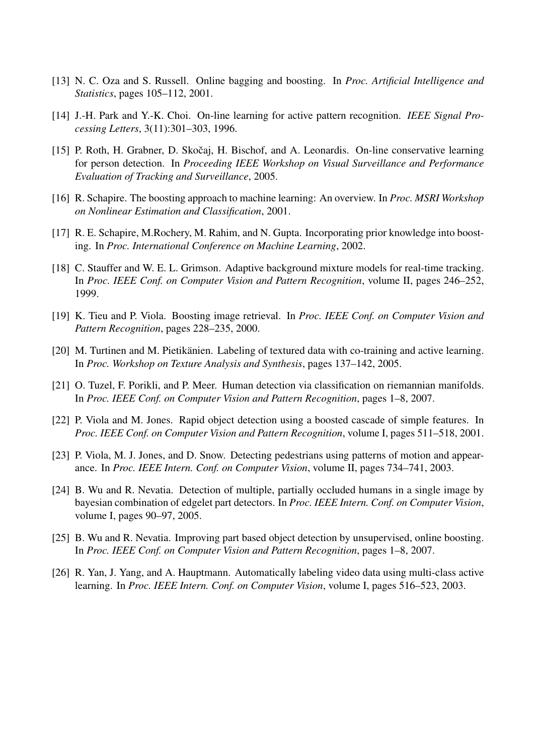[13] N. C. Oza and S. Russell. Online bagging and boosting. In *Proc. Artificial Intelligence and Statistics*, pages 105–112, 2001.

[14] J.-H. Park and Y.-K. Choi. On-line learning for active pattern recognition. *IEEE Signal Processing Letters*, 3(11):301–303, 1996.

[15] P. Roth, H. Grabner, D. Skočaj, H. Bischof, and A. Leonardis. On-line conservative learning for person detection. In *Proceeding IEEE Workshop on Visual Surveillance and Performance Evaluation of Tracking and Surveillance*, 2005.

[16] R. Schapire. The boosting approach to machine learning: An overview. In *Proc. MSRI Workshop on Nonlinear Estimation and Classification*, 2001.

[17] R. E. Schapire, M.Rochery, M. Rahim, and N. Gupta. Incorporating prior knowledge into boosting. In *Proc. International Conference on Machine Learning*, 2002.

[18] C. Stauffer and W. E. L. Grimson. Adaptive background mixture models for real-time tracking. In *Proc. IEEE Conf. on Computer Vision and Pattern Recognition*, volume II, pages 246–252, 1999.

[19] K. Tieu and P. Viola. Boosting image retrieval. In *Proc. IEEE Conf. on Computer Vision and Pattern Recognition*, pages 228–235, 2000.

[20] M. Turtinen and M. Pietikänien. Labeling of textured data with co-training and active learning. In *Proc. Workshop on Texture Analysis and Synthesis*, pages 137–142, 2005.

[21] O. Tuzel, F. Porikli, and P. Meer. Human detection via classification on riemannian manifolds. In *Proc. IEEE Conf. on Computer Vision and Pattern Recognition*, pages 1–8, 2007.

[22] P. Viola and M. Jones. Rapid object detection using a boosted cascade of simple features. In *Proc. IEEE Conf. on Computer Vision and Pattern Recognition*, volume I, pages 511–518, 2001.

[23] P. Viola, M. J. Jones, and D. Snow. Detecting pedestrians using patterns of motion and appearance. In *Proc. IEEE Intern. Conf. on Computer Vision*, volume II, pages 734–741, 2003.

[24] B. Wu and R. Nevatia. Detection of multiple, partially occluded humans in a single image by bayesian combination of edgelet part detectors. In *Proc. IEEE Intern. Conf. on Computer Vision*, volume I, pages 90–97, 2005.

[25] B. Wu and R. Nevatia. Improving part based object detection by unsupervised, online boosting. In *Proc. IEEE Conf. on Computer Vision and Pattern Recognition*, pages 1–8, 2007.

[26] R. Yan, J. Yang, and A. Hauptmann. Automatically labeling video data using multi-class active learning. In *Proc. IEEE Intern. Conf. on Computer Vision*, volume I, pages 516–523, 2003.